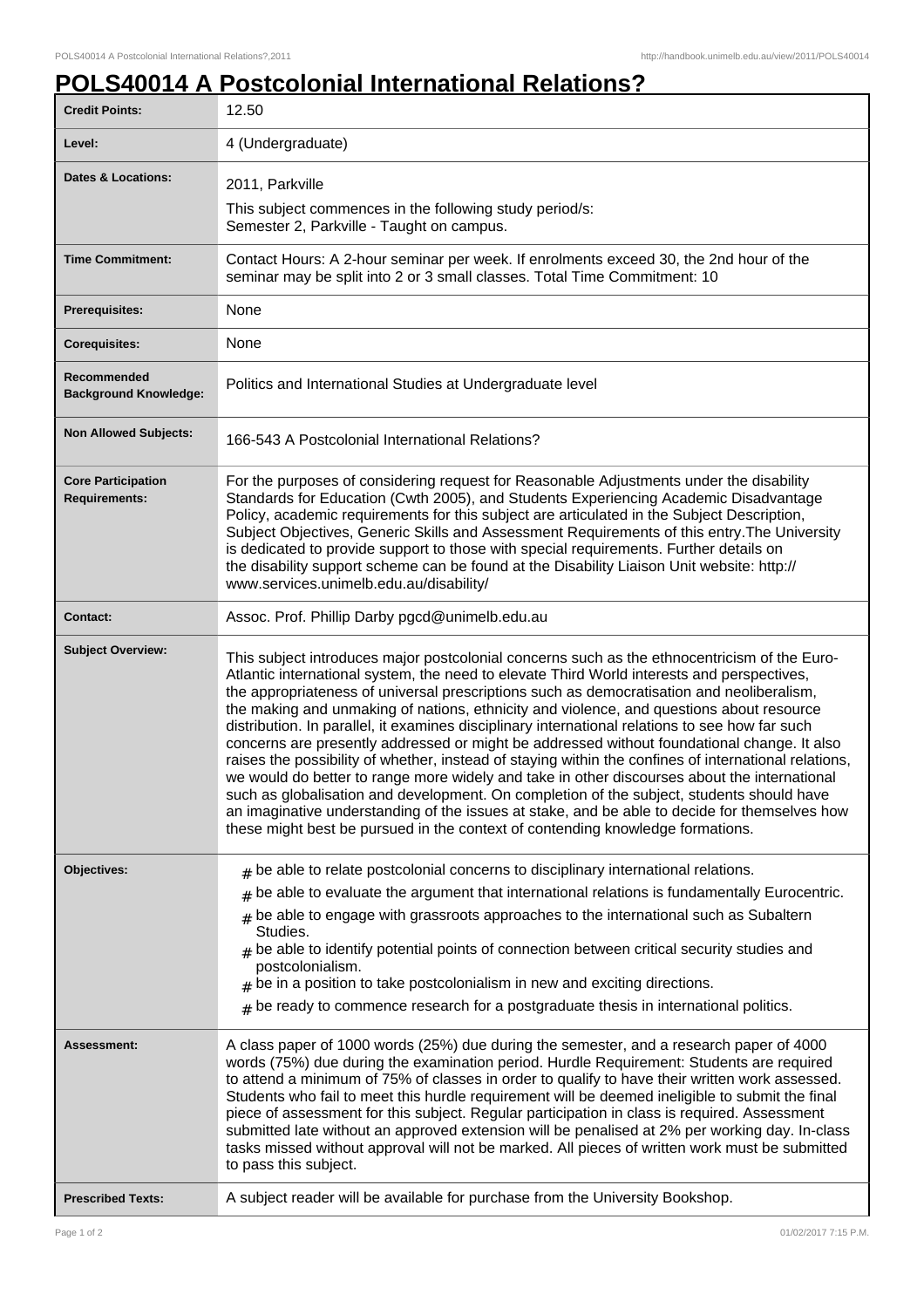# POLS40014 A Postcolonial International Relations?

| | |
|---|---|
| **Credit Points:** | 12.50 |
| **Level:** | 4 (Undergraduate) |
| **Dates & Locations:** | 2011, Parkville<br>This subject commences in the following study period/s:<br>Semester 2, Parkville - Taught on campus. |
| **Time Commitment:** | Contact Hours: A 2-hour seminar per week. If enrolments exceed 30, the 2nd hour of the seminar may be split into 2 or 3 small classes. Total Time Commitment: 10 |
| **Prerequisites:** | None |
| **Corequisites:** | None |
| **Recommended Background Knowledge:** | Politics and International Studies at Undergraduate level |
| **Non Allowed Subjects:** | 166-543 A Postcolonial International Relations? |
| **Core Participation Requirements:** | For the purposes of considering request for Reasonable Adjustments under the disability Standards for Education (Cwth 2005), and Students Experiencing Academic Disadvantage Policy, academic requirements for this subject are articulated in the Subject Description, Subject Objectives, Generic Skills and Assessment Requirements of this entry.The University is dedicated to provide support to those with special requirements. Further details on the disability support scheme can be found at the Disability Liaison Unit website: http://www.services.unimelb.edu.au/disability/ |
| **Contact:** | Assoc. Prof. Phillip Darby pgcd@unimelb.edu.au |
| **Subject Overview:** | This subject introduces major postcolonial concerns such as the ethnocentricism of the Euro-Atlantic international system, the need to elevate Third World interests and perspectives, the appropriateness of universal prescriptions such as democratisation and neoliberalism, the making and unmaking of nations, ethnicity and violence, and questions about resource distribution. In parallel, it examines disciplinary international relations to see how far such concerns are presently addressed or might be addressed without foundational change. It also raises the possibility of whether, instead of staying within the confines of international relations, we would do better to range more widely and take in other discourses about the international such as globalisation and development. On completion of the subject, students should have an imaginative understanding of the issues at stake, and be able to decide for themselves how these might best be pursued in the context of contending knowledge formations. |
| **Objectives:** | # be able to relate postcolonial concerns to disciplinary international relations.<br># be able to evaluate the argument that international relations is fundamentally Eurocentric.<br># be able to engage with grassroots approaches to the international such as Subaltern Studies.<br># be able to identify potential points of connection between critical security studies and postcolonialism.<br># be in a position to take postcolonialism in new and exciting directions.<br># be ready to commence research for a postgraduate thesis in international politics. |
| **Assessment:** | A class paper of 1000 words (25%) due during the semester, and a research paper of 4000 words (75%) due during the examination period. Hurdle Requirement: Students are required to attend a minimum of 75% of classes in order to qualify to have their written work assessed. Students who fail to meet this hurdle requirement will be deemed ineligible to submit the final piece of assessment for this subject. Regular participation in class is required. Assessment submitted late without an approved extension will be penalised at 2% per working day. In-class tasks missed without approval will not be marked. All pieces of written work must be submitted to pass this subject. |
| **Prescribed Texts:** | A subject reader will be available for purchase from the University Bookshop. |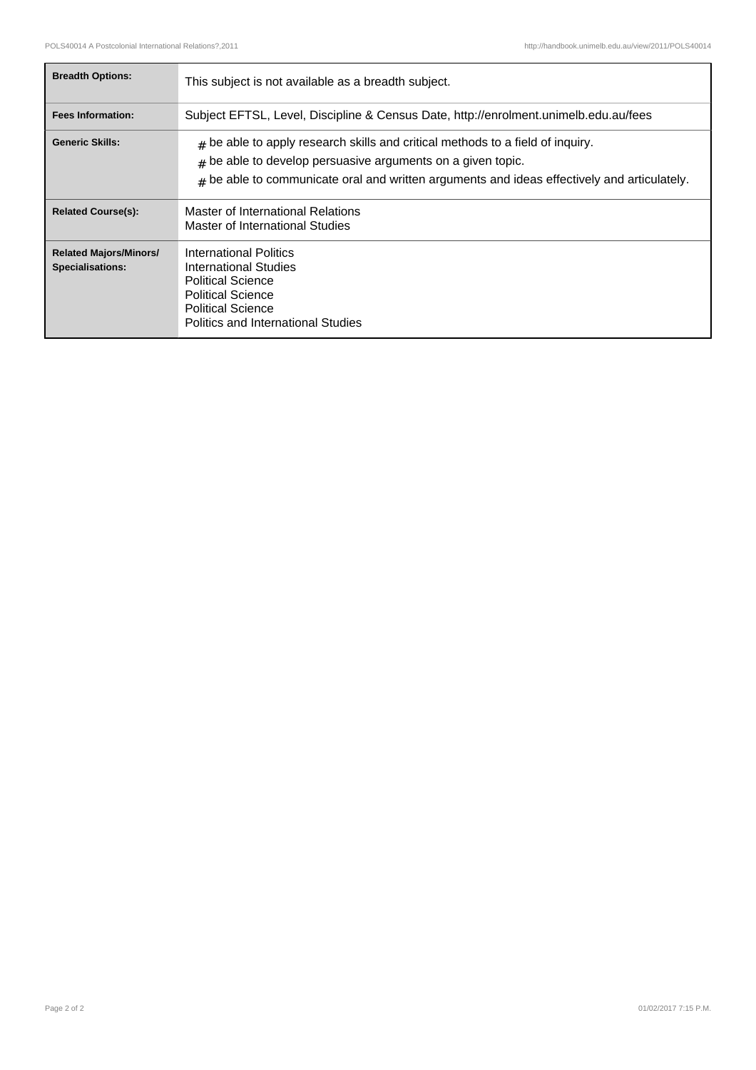| | |
|---|---|
| **Breadth Options:** | This subject is not available as a breadth subject. |
| **Fees Information:** | Subject EFTSL, Level, Discipline & Census Date, http://enrolment.unimelb.edu.au/fees |
| **Generic Skills:** | # be able to apply research skills and critical methods to a field of inquiry.<br># be able to develop persuasive arguments on a given topic.<br># be able to communicate oral and written arguments and ideas effectively and articulately. |
| **Related Course(s):** | Master of International Relations<br>Master of International Studies |
| **Related Majors/Minors/ Specialisations:** | International Politics<br>International Studies<br>Political Science<br>Political Science<br>Political Science<br>Politics and International Studies |